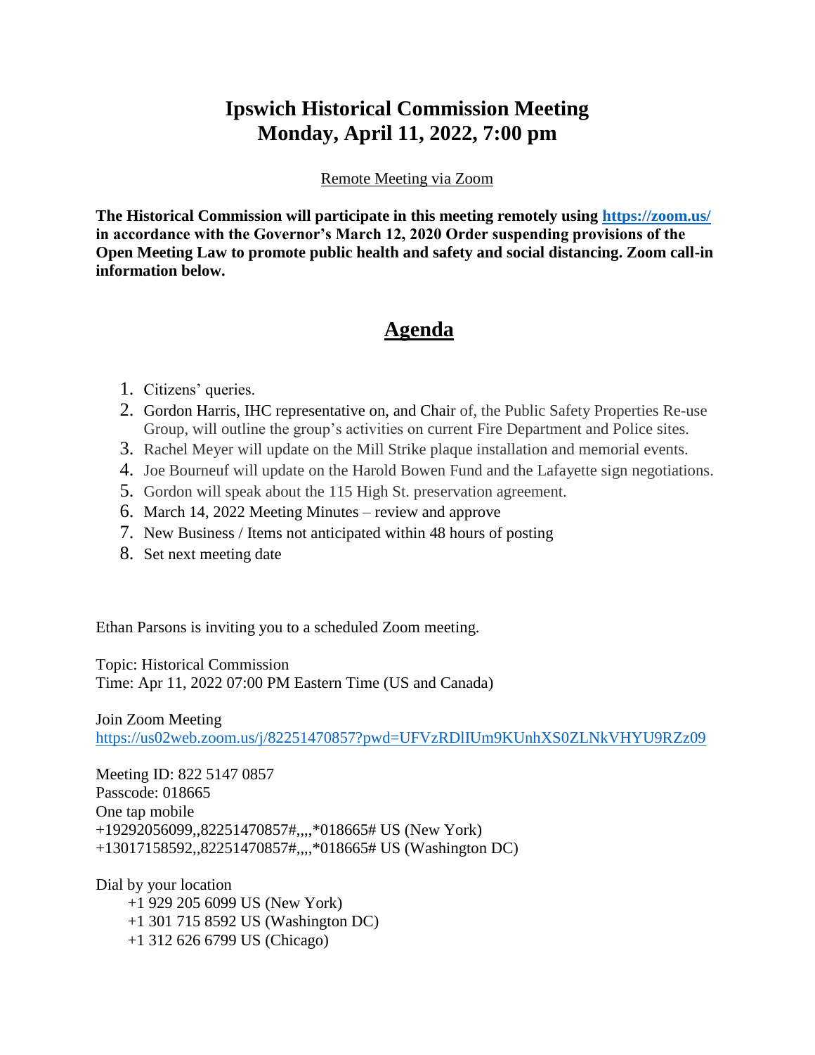# Ipswich Historical Commission Meeting
# Monday, April 11, 2022, 7:00 pm

Remote Meeting via Zoom

**The Historical Commission will participate in this meeting remotely using [https://zoom.us/](https://zoom.us/) in accordance with the Governor's March 12, 2020 Order suspending provisions of the Open Meeting Law to promote public health and safety and social distancing. Zoom call-in information below.**

## Agenda

1. Citizens' queries.
2. Gordon Harris, IHC representative on, and Chair of, the Public Safety Properties Re-use Group, will outline the group's activities on current Fire Department and Police sites.
3. Rachel Meyer will update on the Mill Strike plaque installation and memorial events.
4. Joe Bourneuf will update on the Harold Bowen Fund and the Lafayette sign negotiations.
5. Gordon will speak about the 115 High St. preservation agreement.
6. March 14, 2022 Meeting Minutes – review and approve
7. New Business / Items not anticipated within 48 hours of posting
8. Set next meeting date

Ethan Parsons is inviting you to a scheduled Zoom meeting.

Topic: Historical Commission
Time: Apr 11, 2022 07:00 PM Eastern Time (US and Canada)

Join Zoom Meeting
https://us02web.zoom.us/j/82251470857?pwd=UFVzRDlIUm9KUnhXS0ZLNkVHYU9RZz09

Meeting ID: 822 5147 0857
Passcode: 018665
One tap mobile
+19292056099,,82251470857#,,,,*018665# US (New York)
+13017158592,,82251470857#,,,,*018665# US (Washington DC)

Dial by your location
+1 929 205 6099 US (New York)
+1 301 715 8592 US (Washington DC)
+1 312 626 6799 US (Chicago)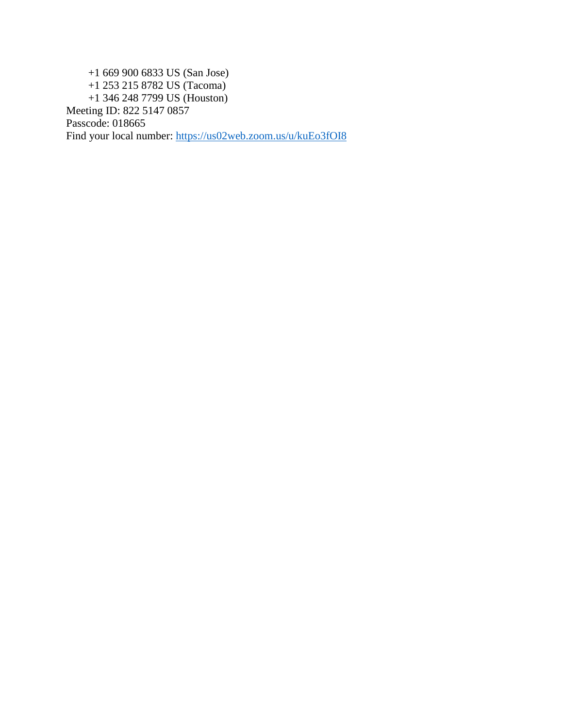+1 669 900 6833 US (San Jose)
+1 253 215 8782 US (Tacoma)
+1 346 248 7799 US (Houston)

Meeting ID: 822 5147 0857
Passcode: 018665
Find your local number: https://us02web.zoom.us/u/kuEo3fOI8